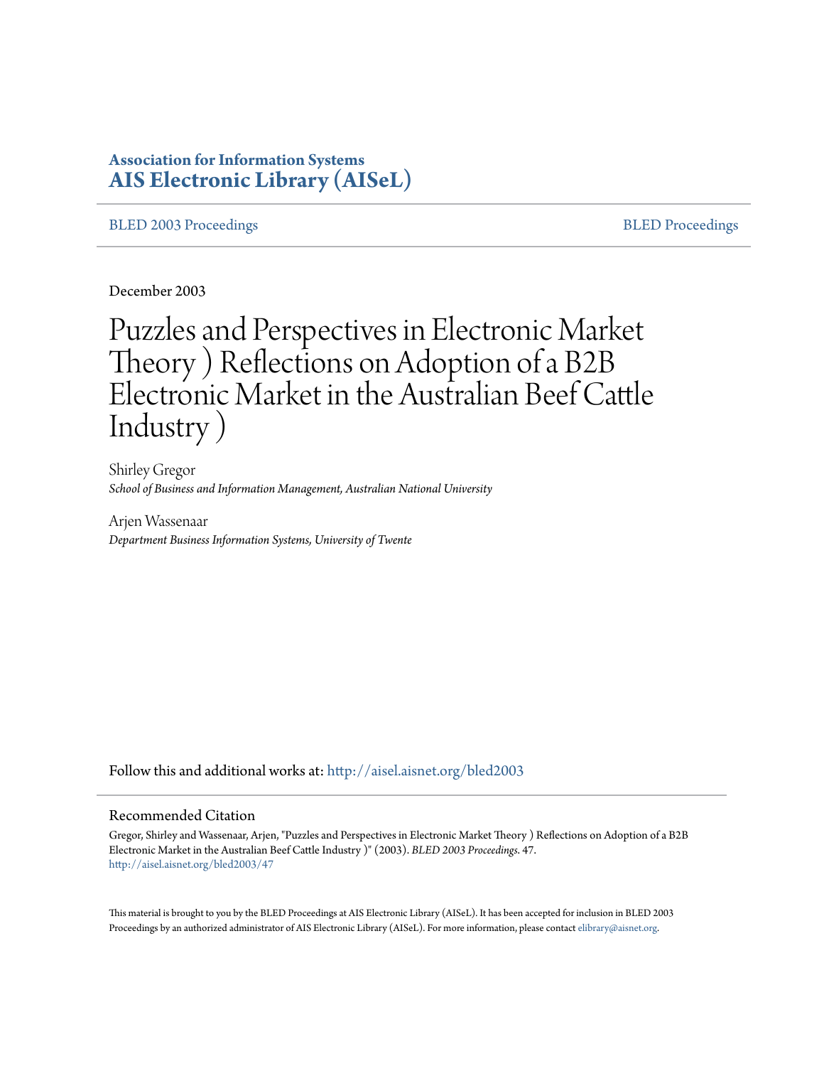**Association for Information Systems**
**AIS Electronic Library (AISeL)**

BLED 2003 Proceedings | BLED Proceedings

December 2003

# Puzzles and Perspectives in Electronic Market Theory ) Reflections on Adoption of a B2B Electronic Market in the Australian Beef Cattle Industry )

Shirley Gregor
*School of Business and Information Management, Australian National University*

Arjen Wassenaar
*Department Business Information Systems, University of Twente*

Follow this and additional works at: http://aisel.aisnet.org/bled2003

## Recommended Citation

Gregor, Shirley and Wassenaar, Arjen, "Puzzles and Perspectives in Electronic Market Theory ) Reflections on Adoption of a B2B Electronic Market in the Australian Beef Cattle Industry )" (2003). *BLED 2003 Proceedings*. 47.
http://aisel.aisnet.org/bled2003/47

This material is brought to you by the BLED Proceedings at AIS Electronic Library (AISeL). It has been accepted for inclusion in BLED 2003 Proceedings by an authorized administrator of AIS Electronic Library (AISeL). For more information, please contact elibrary@aisnet.org.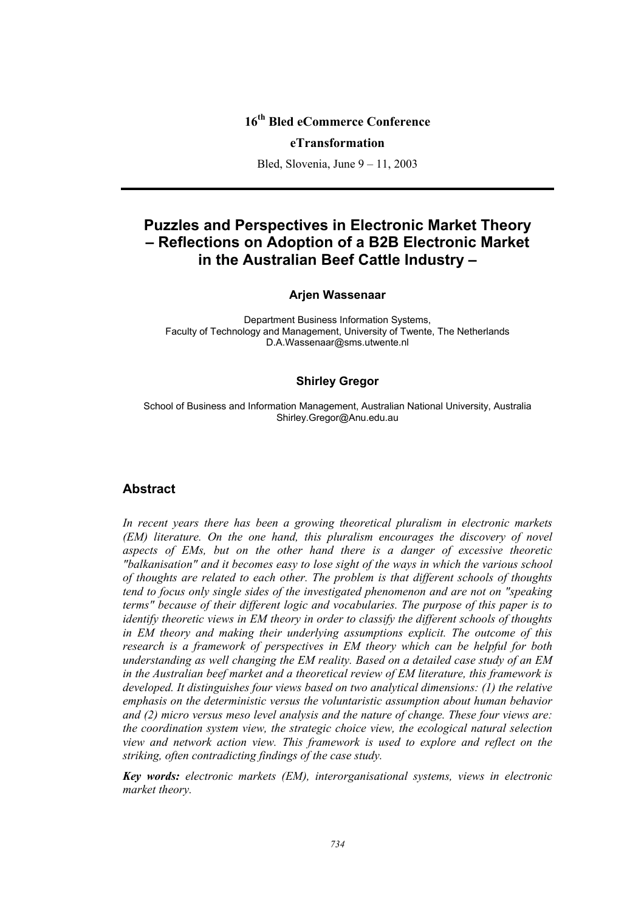**16th Bled eCommerce Conference**

**eTransformation**

Bled, Slovenia, June 9 – 11, 2003

# Puzzles and Perspectives in Electronic Market Theory – Reflections on Adoption of a B2B Electronic Market in the Australian Beef Cattle Industry –

**Arjen Wassenaar**

Department Business Information Systems,
Faculty of Technology and Management, University of Twente, The Netherlands
D.A.Wassenaar@sms.utwente.nl

**Shirley Gregor**

School of Business and Information Management, Australian National University, Australia
Shirley.Gregor@Anu.edu.au

## Abstract

*In recent years there has been a growing theoretical pluralism in electronic markets (EM) literature. On the one hand, this pluralism encourages the discovery of novel aspects of EMs, but on the other hand there is a danger of excessive theoretic "balkanisation" and it becomes easy to lose sight of the ways in which the various school of thoughts are related to each other. The problem is that different schools of thoughts tend to focus only single sides of the investigated phenomenon and are not on "speaking terms" because of their different logic and vocabularies. The purpose of this paper is to identify theoretic views in EM theory in order to classify the different schools of thoughts in EM theory and making their underlying assumptions explicit. The outcome of this research is a framework of perspectives in EM theory which can be helpful for both understanding as well changing the EM reality. Based on a detailed case study of an EM in the Australian beef market and a theoretical review of EM literature, this framework is developed. It distinguishes four views based on two analytical dimensions: (1) the relative emphasis on the deterministic versus the voluntaristic assumption about human behavior and (2) micro versus meso level analysis and the nature of change. These four views are: the coordination system view, the strategic choice view, the ecological natural selection view and network action view. This framework is used to explore and reflect on the striking, often contradicting findings of the case study.*

***Key words:*** *electronic markets (EM), interorganisational systems, views in electronic market theory.*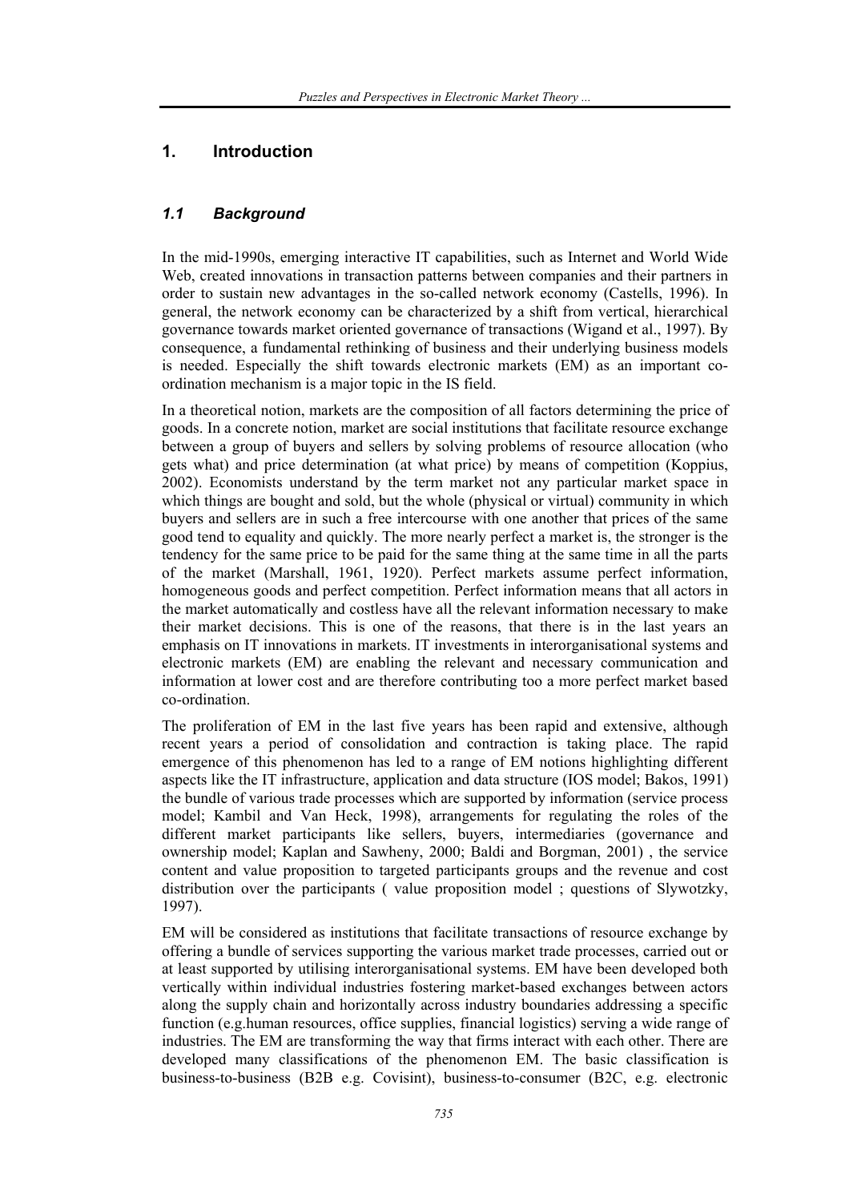# 1. Introduction

## *1.1 Background*

In the mid-1990s, emerging interactive IT capabilities, such as Internet and World Wide Web, created innovations in transaction patterns between companies and their partners in order to sustain new advantages in the so-called network economy (Castells, 1996). In general, the network economy can be characterized by a shift from vertical, hierarchical governance towards market oriented governance of transactions (Wigand et al., 1997). By consequence, a fundamental rethinking of business and their underlying business models is needed. Especially the shift towards electronic markets (EM) as an important co-ordination mechanism is a major topic in the IS field.

In a theoretical notion, markets are the composition of all factors determining the price of goods. In a concrete notion, market are social institutions that facilitate resource exchange between a group of buyers and sellers by solving problems of resource allocation (who gets what) and price determination (at what price) by means of competition (Koppius, 2002). Economists understand by the term market not any particular market space in which things are bought and sold, but the whole (physical or virtual) community in which buyers and sellers are in such a free intercourse with one another that prices of the same good tend to equality and quickly. The more nearly perfect a market is, the stronger is the tendency for the same price to be paid for the same thing at the same time in all the parts of the market (Marshall, 1961, 1920). Perfect markets assume perfect information, homogeneous goods and perfect competition. Perfect information means that all actors in the market automatically and costless have all the relevant information necessary to make their market decisions. This is one of the reasons, that there is in the last years an emphasis on IT innovations in markets. IT investments in interorganisational systems and electronic markets (EM) are enabling the relevant and necessary communication and information at lower cost and are therefore contributing too a more perfect market based co-ordination.

The proliferation of EM in the last five years has been rapid and extensive, although recent years a period of consolidation and contraction is taking place. The rapid emergence of this phenomenon has led to a range of EM notions highlighting different aspects like the IT infrastructure, application and data structure (IOS model; Bakos, 1991) the bundle of various trade processes which are supported by information (service process model; Kambil and Van Heck, 1998), arrangements for regulating the roles of the different market participants like sellers, buyers, intermediaries (governance and ownership model; Kaplan and Sawheny, 2000; Baldi and Borgman, 2001) , the service content and value proposition to targeted participants groups and the revenue and cost distribution over the participants ( value proposition model ; questions of Slywotzky, 1997).

EM will be considered as institutions that facilitate transactions of resource exchange by offering a bundle of services supporting the various market trade processes, carried out or at least supported by utilising interorganisational systems. EM have been developed both vertically within individual industries fostering market-based exchanges between actors along the supply chain and horizontally across industry boundaries addressing a specific function (e.g.human resources, office supplies, financial logistics) serving a wide range of industries. The EM are transforming the way that firms interact with each other. There are developed many classifications of the phenomenon EM. The basic classification is business-to-business (B2B e.g. Covisint), business-to-consumer (B2C, e.g. electronic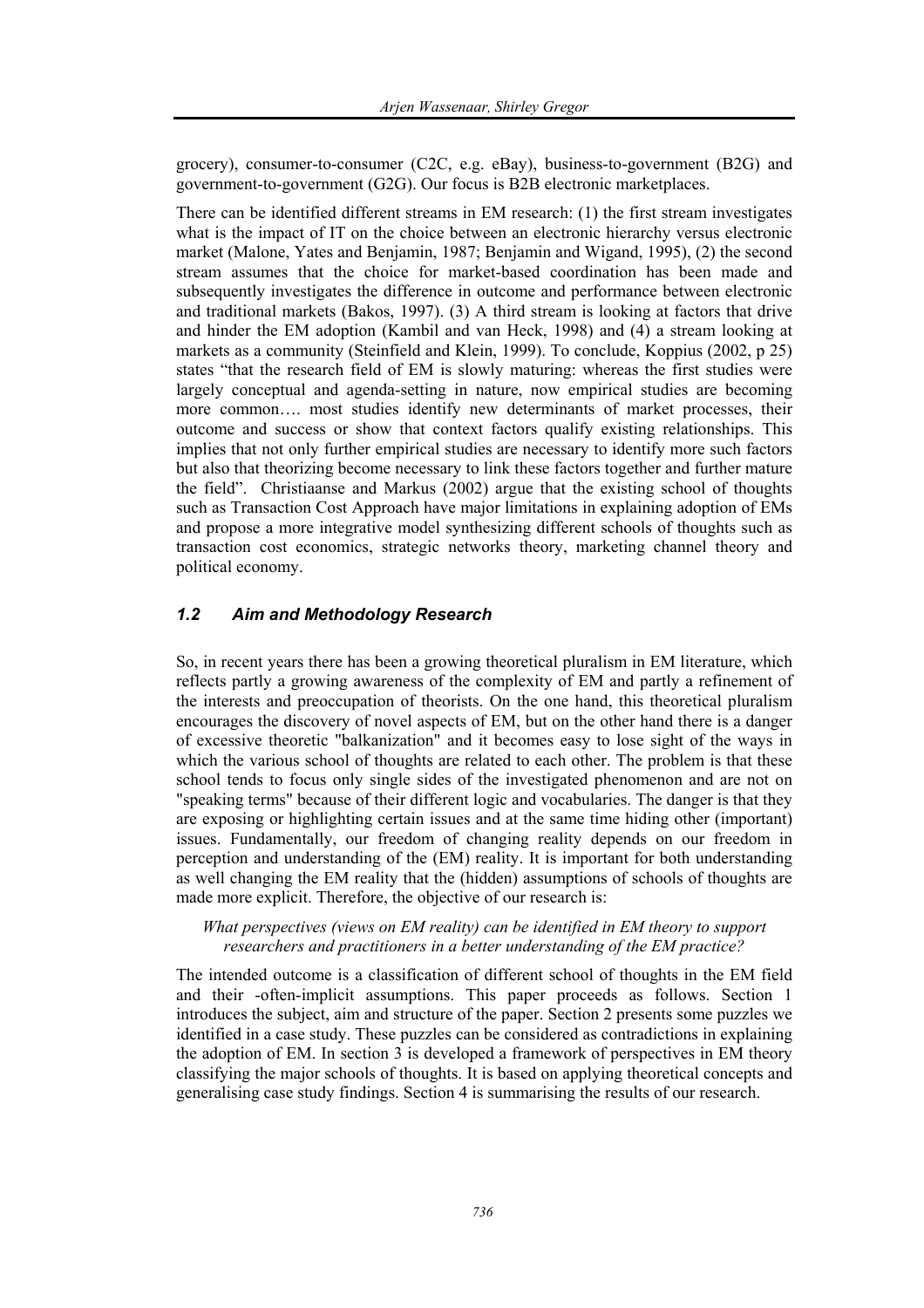grocery), consumer-to-consumer (C2C, e.g. eBay), business-to-government (B2G) and government-to-government (G2G). Our focus is B2B electronic marketplaces.

There can be identified different streams in EM research: (1) the first stream investigates what is the impact of IT on the choice between an electronic hierarchy versus electronic market (Malone, Yates and Benjamin, 1987; Benjamin and Wigand, 1995), (2) the second stream assumes that the choice for market-based coordination has been made and subsequently investigates the difference in outcome and performance between electronic and traditional markets (Bakos, 1997). (3) A third stream is looking at factors that drive and hinder the EM adoption (Kambil and van Heck, 1998) and (4) a stream looking at markets as a community (Steinfield and Klein, 1999). To conclude, Koppius (2002, p 25) states "that the research field of EM is slowly maturing: whereas the first studies were largely conceptual and agenda-setting in nature, now empirical studies are becoming more common…. most studies identify new determinants of market processes, their outcome and success or show that context factors qualify existing relationships. This implies that not only further empirical studies are necessary to identify more such factors but also that theorizing become necessary to link these factors together and further mature the field". Christiaanse and Markus (2002) argue that the existing school of thoughts such as Transaction Cost Approach have major limitations in explaining adoption of EMs and propose a more integrative model synthesizing different schools of thoughts such as transaction cost economics, strategic networks theory, marketing channel theory and political economy.

### *1.2 Aim and Methodology Research*

So, in recent years there has been a growing theoretical pluralism in EM literature, which reflects partly a growing awareness of the complexity of EM and partly a refinement of the interests and preoccupation of theorists. On the one hand, this theoretical pluralism encourages the discovery of novel aspects of EM, but on the other hand there is a danger of excessive theoretic "balkanization" and it becomes easy to lose sight of the ways in which the various school of thoughts are related to each other. The problem is that these school tends to focus only single sides of the investigated phenomenon and are not on "speaking terms" because of their different logic and vocabularies. The danger is that they are exposing or highlighting certain issues and at the same time hiding other (important) issues. Fundamentally, our freedom of changing reality depends on our freedom in perception and understanding of the (EM) reality. It is important for both understanding as well changing the EM reality that the (hidden) assumptions of schools of thoughts are made more explicit. Therefore, the objective of our research is:

*What perspectives (views on EM reality) can be identified in EM theory to support researchers and practitioners in a better understanding of the EM practice?*

The intended outcome is a classification of different school of thoughts in the EM field and their -often-implicit assumptions. This paper proceeds as follows. Section 1 introduces the subject, aim and structure of the paper. Section 2 presents some puzzles we identified in a case study. These puzzles can be considered as contradictions in explaining the adoption of EM. In section 3 is developed a framework of perspectives in EM theory classifying the major schools of thoughts. It is based on applying theoretical concepts and generalising case study findings. Section 4 is summarising the results of our research.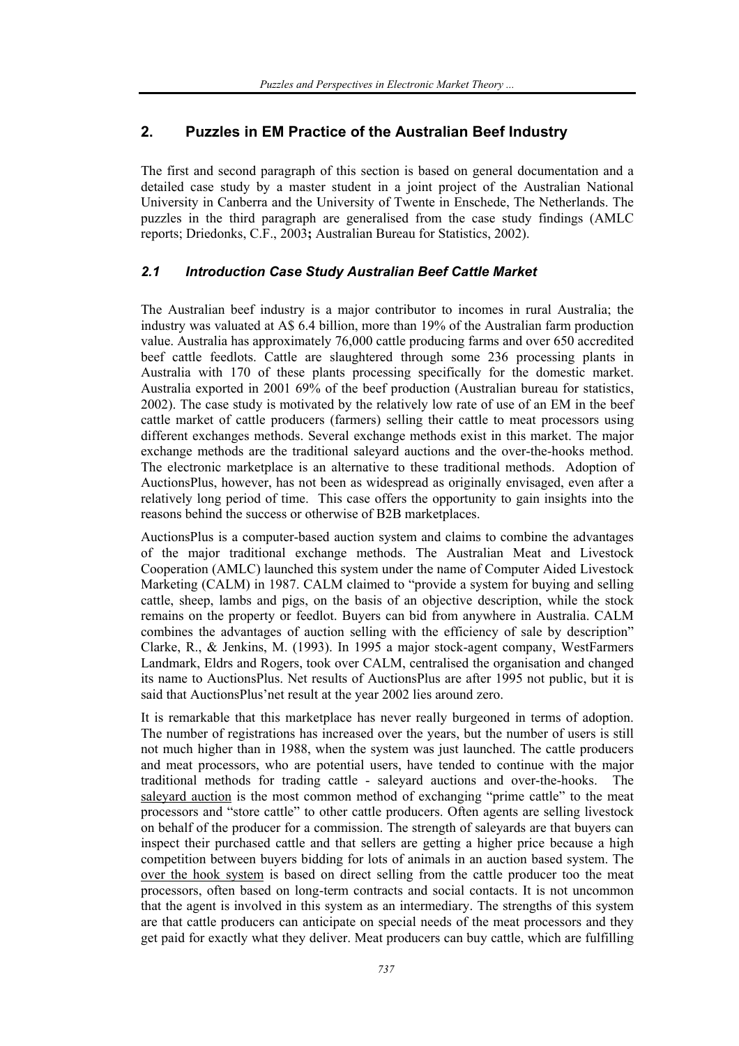## 2. Puzzles in EM Practice of the Australian Beef Industry

The first and second paragraph of this section is based on general documentation and a detailed case study by a master student in a joint project of the Australian National University in Canberra and the University of Twente in Enschede, The Netherlands. The puzzles in the third paragraph are generalised from the case study findings (AMLC reports; Driedonks, C.F., 2003**;** Australian Bureau for Statistics, 2002).

### *2.1 Introduction Case Study Australian Beef Cattle Market*

The Australian beef industry is a major contributor to incomes in rural Australia; the industry was valuated at A$ 6.4 billion, more than 19% of the Australian farm production value. Australia has approximately 76,000 cattle producing farms and over 650 accredited beef cattle feedlots. Cattle are slaughtered through some 236 processing plants in Australia with 170 of these plants processing specifically for the domestic market. Australia exported in 2001 69% of the beef production (Australian bureau for statistics, 2002). The case study is motivated by the relatively low rate of use of an EM in the beef cattle market of cattle producers (farmers) selling their cattle to meat processors using different exchanges methods. Several exchange methods exist in this market. The major exchange methods are the traditional saleyard auctions and the over-the-hooks method. The electronic marketplace is an alternative to these traditional methods. Adoption of AuctionsPlus, however, has not been as widespread as originally envisaged, even after a relatively long period of time. This case offers the opportunity to gain insights into the reasons behind the success or otherwise of B2B marketplaces.

AuctionsPlus is a computer-based auction system and claims to combine the advantages of the major traditional exchange methods. The Australian Meat and Livestock Cooperation (AMLC) launched this system under the name of Computer Aided Livestock Marketing (CALM) in 1987. CALM claimed to "provide a system for buying and selling cattle, sheep, lambs and pigs, on the basis of an objective description, while the stock remains on the property or feedlot. Buyers can bid from anywhere in Australia. CALM combines the advantages of auction selling with the efficiency of sale by description" Clarke, R., & Jenkins, M. (1993). In 1995 a major stock-agent company, WestFarmers Landmark, Eldrs and Rogers, took over CALM, centralised the organisation and changed its name to AuctionsPlus. Net results of AuctionsPlus are after 1995 not public, but it is said that AuctionsPlus'net result at the year 2002 lies around zero.

It is remarkable that this marketplace has never really burgeoned in terms of adoption. The number of registrations has increased over the years, but the number of users is still not much higher than in 1988, when the system was just launched. The cattle producers and meat processors, who are potential users, have tended to continue with the major traditional methods for trading cattle - saleyard auctions and over-the-hooks. The saleyard auction is the most common method of exchanging "prime cattle" to the meat processors and "store cattle" to other cattle producers. Often agents are selling livestock on behalf of the producer for a commission. The strength of saleyards are that buyers can inspect their purchased cattle and that sellers are getting a higher price because a high competition between buyers bidding for lots of animals in an auction based system. The over the hook system is based on direct selling from the cattle producer too the meat processors, often based on long-term contracts and social contacts. It is not uncommon that the agent is involved in this system as an intermediary. The strengths of this system are that cattle producers can anticipate on special needs of the meat processors and they get paid for exactly what they deliver. Meat producers can buy cattle, which are fulfilling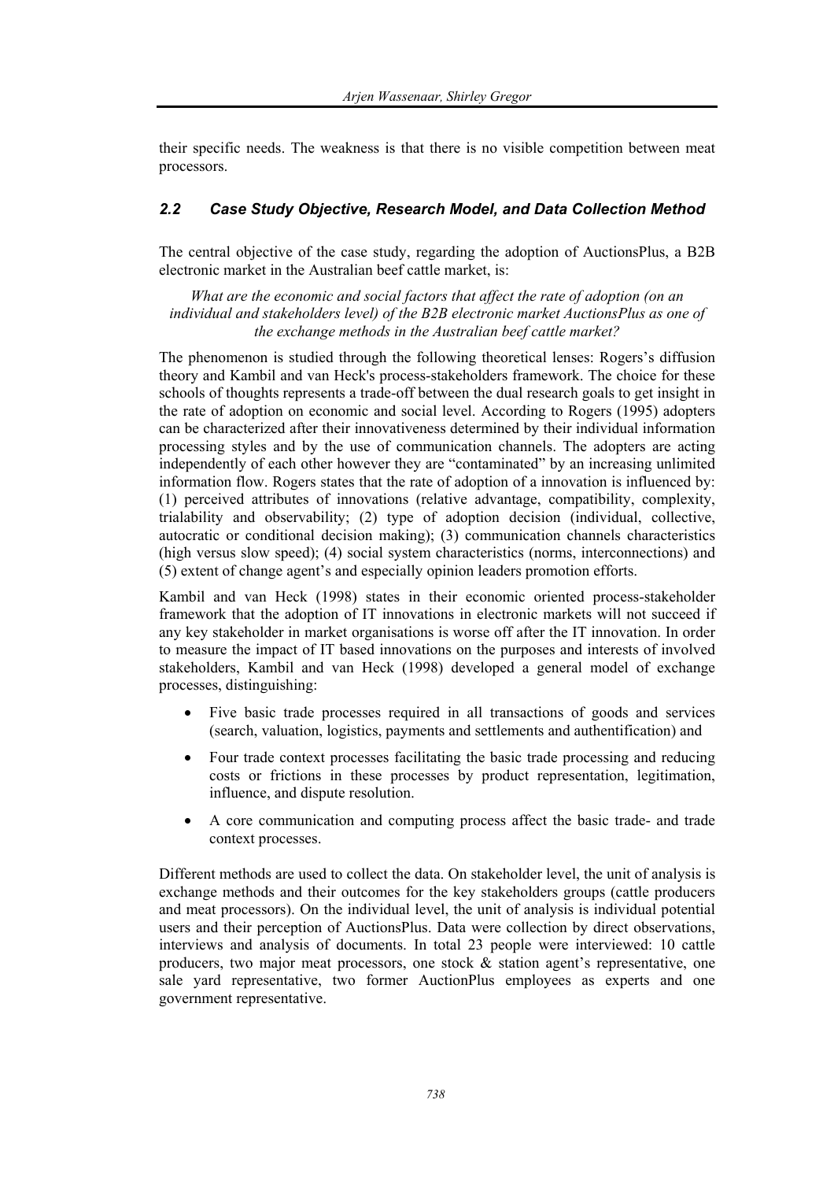their specific needs. The weakness is that there is no visible competition between meat processors.

### *2.2 Case Study Objective, Research Model, and Data Collection Method*

The central objective of the case study, regarding the adoption of AuctionsPlus, a B2B electronic market in the Australian beef cattle market, is:

*What are the economic and social factors that affect the rate of adoption (on an individual and stakeholders level) of the B2B electronic market AuctionsPlus as one of the exchange methods in the Australian beef cattle market?*

The phenomenon is studied through the following theoretical lenses: Rogers's diffusion theory and Kambil and van Heck's process-stakeholders framework. The choice for these schools of thoughts represents a trade-off between the dual research goals to get insight in the rate of adoption on economic and social level. According to Rogers (1995) adopters can be characterized after their innovativeness determined by their individual information processing styles and by the use of communication channels. The adopters are acting independently of each other however they are "contaminated" by an increasing unlimited information flow. Rogers states that the rate of adoption of a innovation is influenced by: (1) perceived attributes of innovations (relative advantage, compatibility, complexity, trialability and observability; (2) type of adoption decision (individual, collective, autocratic or conditional decision making); (3) communication channels characteristics (high versus slow speed); (4) social system characteristics (norms, interconnections) and (5) extent of change agent's and especially opinion leaders promotion efforts.

Kambil and van Heck (1998) states in their economic oriented process-stakeholder framework that the adoption of IT innovations in electronic markets will not succeed if any key stakeholder in market organisations is worse off after the IT innovation. In order to measure the impact of IT based innovations on the purposes and interests of involved stakeholders, Kambil and van Heck (1998) developed a general model of exchange processes, distinguishing:

- Five basic trade processes required in all transactions of goods and services (search, valuation, logistics, payments and settlements and authentification) and
- Four trade context processes facilitating the basic trade processing and reducing costs or frictions in these processes by product representation, legitimation, influence, and dispute resolution.
- A core communication and computing process affect the basic trade- and trade context processes.

Different methods are used to collect the data. On stakeholder level, the unit of analysis is exchange methods and their outcomes for the key stakeholders groups (cattle producers and meat processors). On the individual level, the unit of analysis is individual potential users and their perception of AuctionsPlus. Data were collection by direct observations, interviews and analysis of documents. In total 23 people were interviewed: 10 cattle producers, two major meat processors, one stock & station agent's representative, one sale yard representative, two former AuctionPlus employees as experts and one government representative.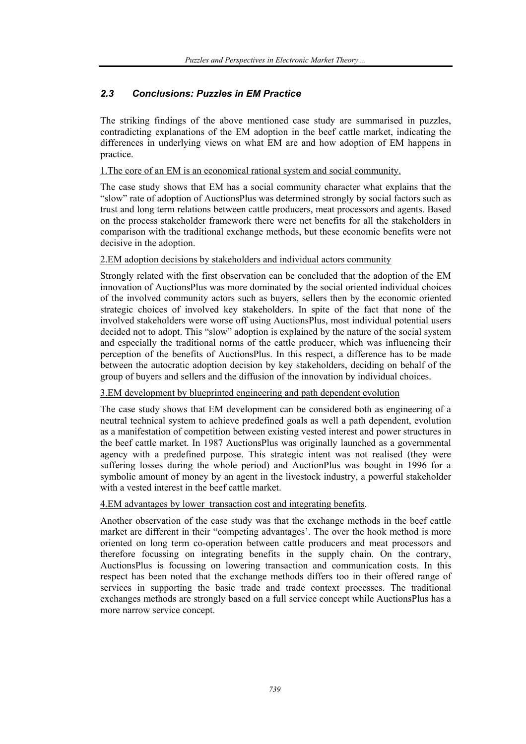### *2.3 Conclusions: Puzzles in EM Practice*

The striking findings of the above mentioned case study are summarised in puzzles, contradicting explanations of the EM adoption in the beef cattle market, indicating the differences in underlying views on what EM are and how adoption of EM happens in practice.

1.The core of an EM is an economical rational system and social community.

The case study shows that EM has a social community character what explains that the "slow" rate of adoption of AuctionsPlus was determined strongly by social factors such as trust and long term relations between cattle producers, meat processors and agents. Based on the process stakeholder framework there were net benefits for all the stakeholders in comparison with the traditional exchange methods, but these economic benefits were not decisive in the adoption.

2.EM adoption decisions by stakeholders and individual actors community

Strongly related with the first observation can be concluded that the adoption of the EM innovation of AuctionsPlus was more dominated by the social oriented individual choices of the involved community actors such as buyers, sellers then by the economic oriented strategic choices of involved key stakeholders. In spite of the fact that none of the involved stakeholders were worse off using AuctionsPlus, most individual potential users decided not to adopt. This "slow" adoption is explained by the nature of the social system and especially the traditional norms of the cattle producer, which was influencing their perception of the benefits of AuctionsPlus. In this respect, a difference has to be made between the autocratic adoption decision by key stakeholders, deciding on behalf of the group of buyers and sellers and the diffusion of the innovation by individual choices.

3.EM development by blueprinted engineering and path dependent evolution

The case study shows that EM development can be considered both as engineering of a neutral technical system to achieve predefined goals as well a path dependent, evolution as a manifestation of competition between existing vested interest and power structures in the beef cattle market. In 1987 AuctionsPlus was originally launched as a governmental agency with a predefined purpose. This strategic intent was not realised (they were suffering losses during the whole period) and AuctionPlus was bought in 1996 for a symbolic amount of money by an agent in the livestock industry, a powerful stakeholder with a vested interest in the beef cattle market.

4.EM advantages by lower transaction cost and integrating benefits.

Another observation of the case study was that the exchange methods in the beef cattle market are different in their "competing advantages'. The over the hook method is more oriented on long term co-operation between cattle producers and meat processors and therefore focussing on integrating benefits in the supply chain. On the contrary, AuctionsPlus is focussing on lowering transaction and communication costs. In this respect has been noted that the exchange methods differs too in their offered range of services in supporting the basic trade and trade context processes. The traditional exchanges methods are strongly based on a full service concept while AuctionsPlus has a more narrow service concept.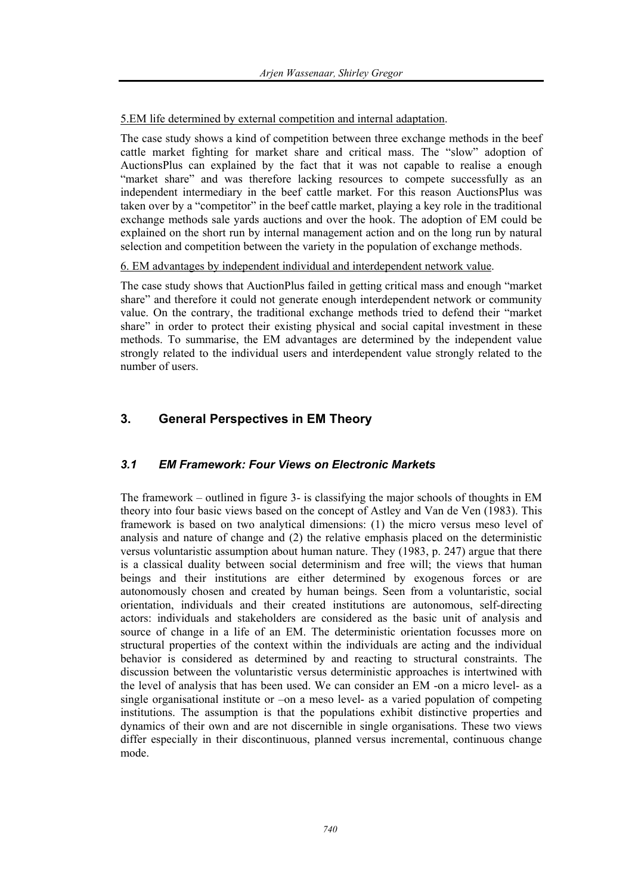5.EM life determined by external competition and internal adaptation.

The case study shows a kind of competition between three exchange methods in the beef cattle market fighting for market share and critical mass. The "slow" adoption of AuctionsPlus can explained by the fact that it was not capable to realise a enough "market share" and was therefore lacking resources to compete successfully as an independent intermediary in the beef cattle market. For this reason AuctionsPlus was taken over by a "competitor" in the beef cattle market, playing a key role in the traditional exchange methods sale yards auctions and over the hook. The adoption of EM could be explained on the short run by internal management action and on the long run by natural selection and competition between the variety in the population of exchange methods.

6. EM advantages by independent individual and interdependent network value.

The case study shows that AuctionPlus failed in getting critical mass and enough "market share" and therefore it could not generate enough interdependent network or community value. On the contrary, the traditional exchange methods tried to defend their "market share" in order to protect their existing physical and social capital investment in these methods. To summarise, the EM advantages are determined by the independent value strongly related to the individual users and interdependent value strongly related to the number of users.

## 3. General Perspectives in EM Theory

### *3.1 EM Framework: Four Views on Electronic Markets*

The framework – outlined in figure 3- is classifying the major schools of thoughts in EM theory into four basic views based on the concept of Astley and Van de Ven (1983). This framework is based on two analytical dimensions: (1) the micro versus meso level of analysis and nature of change and (2) the relative emphasis placed on the deterministic versus voluntaristic assumption about human nature. They (1983, p. 247) argue that there is a classical duality between social determinism and free will; the views that human beings and their institutions are either determined by exogenous forces or are autonomously chosen and created by human beings. Seen from a voluntaristic, social orientation, individuals and their created institutions are autonomous, self-directing actors: individuals and stakeholders are considered as the basic unit of analysis and source of change in a life of an EM. The deterministic orientation focusses more on structural properties of the context within the individuals are acting and the individual behavior is considered as determined by and reacting to structural constraints. The discussion between the voluntaristic versus deterministic approaches is intertwined with the level of analysis that has been used. We can consider an EM -on a micro level- as a single organisational institute or –on a meso level- as a varied population of competing institutions. The assumption is that the populations exhibit distinctive properties and dynamics of their own and are not discernible in single organisations. These two views differ especially in their discontinuous, planned versus incremental, continuous change mode.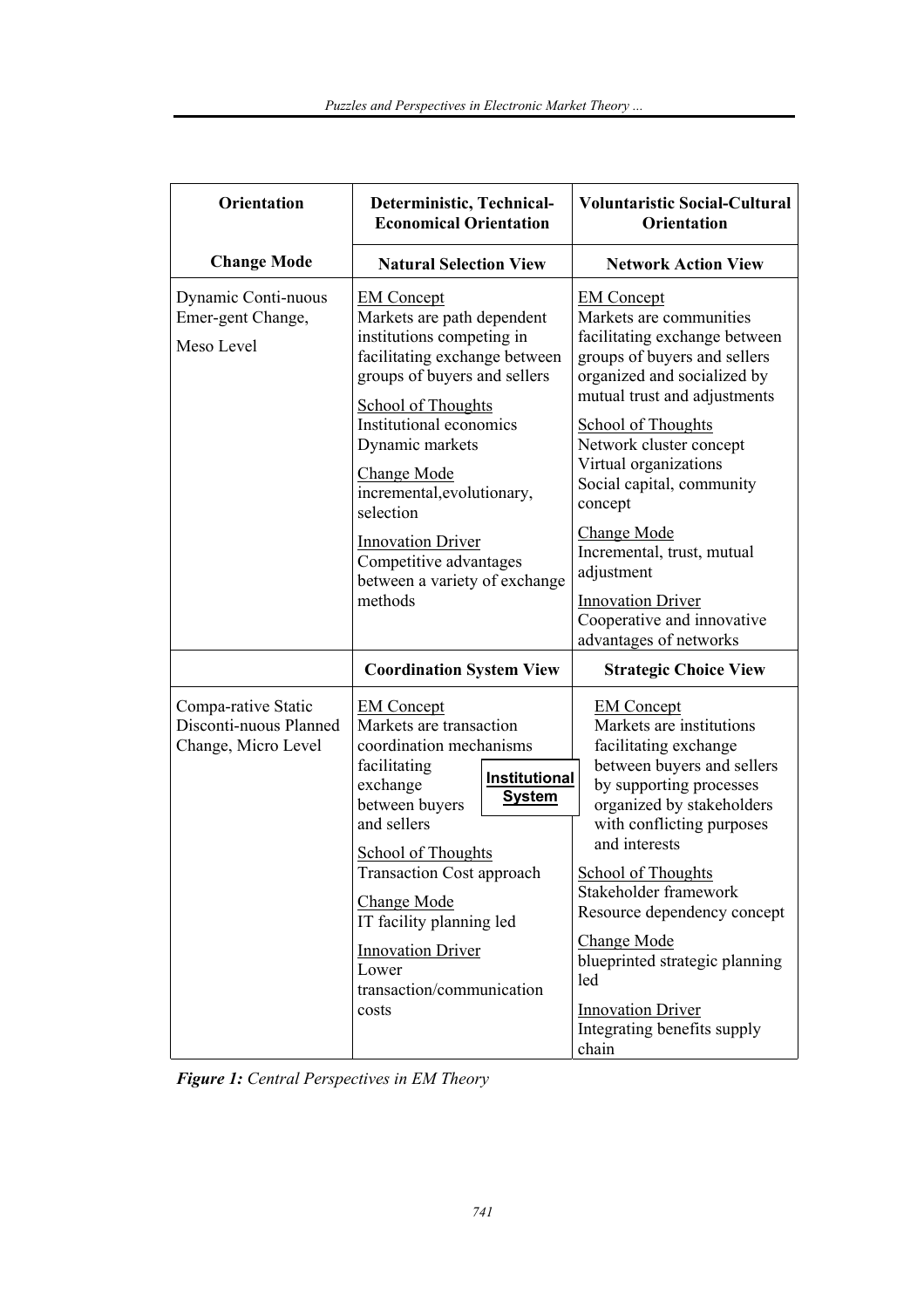| Orientation | Deterministic, Technical-Economical Orientation | Voluntaristic Social-Cultural Orientation |
|---|---|---|
| **Change Mode** | **Natural Selection View** | **Network Action View** |
| Dynamic Conti-nuous Emer-gent Change, Meso Level | EM Concept<br>Markets are path dependent institutions competing in facilitating exchange between groups of buyers and sellers<br><br>School of Thoughts<br>Institutional economics<br>Dynamic markets<br><br>Change Mode<br>incremental,evolutionary, selection<br><br>Innovation Driver<br>Competitive advantages between a variety of exchange methods | EM Concept<br>Markets are communities facilitating exchange between groups of buyers and sellers organized and socialized by mutual trust and adjustments<br><br>School of Thoughts<br>Network cluster concept<br>Virtual organizations<br>Social capital, community concept<br><br>Change Mode<br>Incremental, trust, mutual adjustment<br><br>Innovation Driver<br>Cooperative and innovative advantages of networks |
| | **Coordination System View** | **Strategic Choice View** |
| Compa-rative Static Disconti-nuous Planned Change, Micro Level | EM Concept<br>Markets are transaction coordination mechanisms facilitating exchange between buyers and sellers<br><br>School of Thoughts<br>Transaction Cost approach<br><br>Change Mode<br>IT facility planning led<br><br>Innovation Driver<br>Lower transaction/communication costs | EM Concept<br>Markets are institutions facilitating exchange between buyers and sellers by supporting processes organized by stakeholders with conflicting purposes and interests<br><br>School of Thoughts<br>Stakeholder framework<br>Resource dependency concept<br><br>Change Mode<br>blueprinted strategic planning led<br><br>Innovation Driver<br>Integrating benefits supply chain |

**Institutional System**

***Figure 1:*** *Central Perspectives in EM Theory*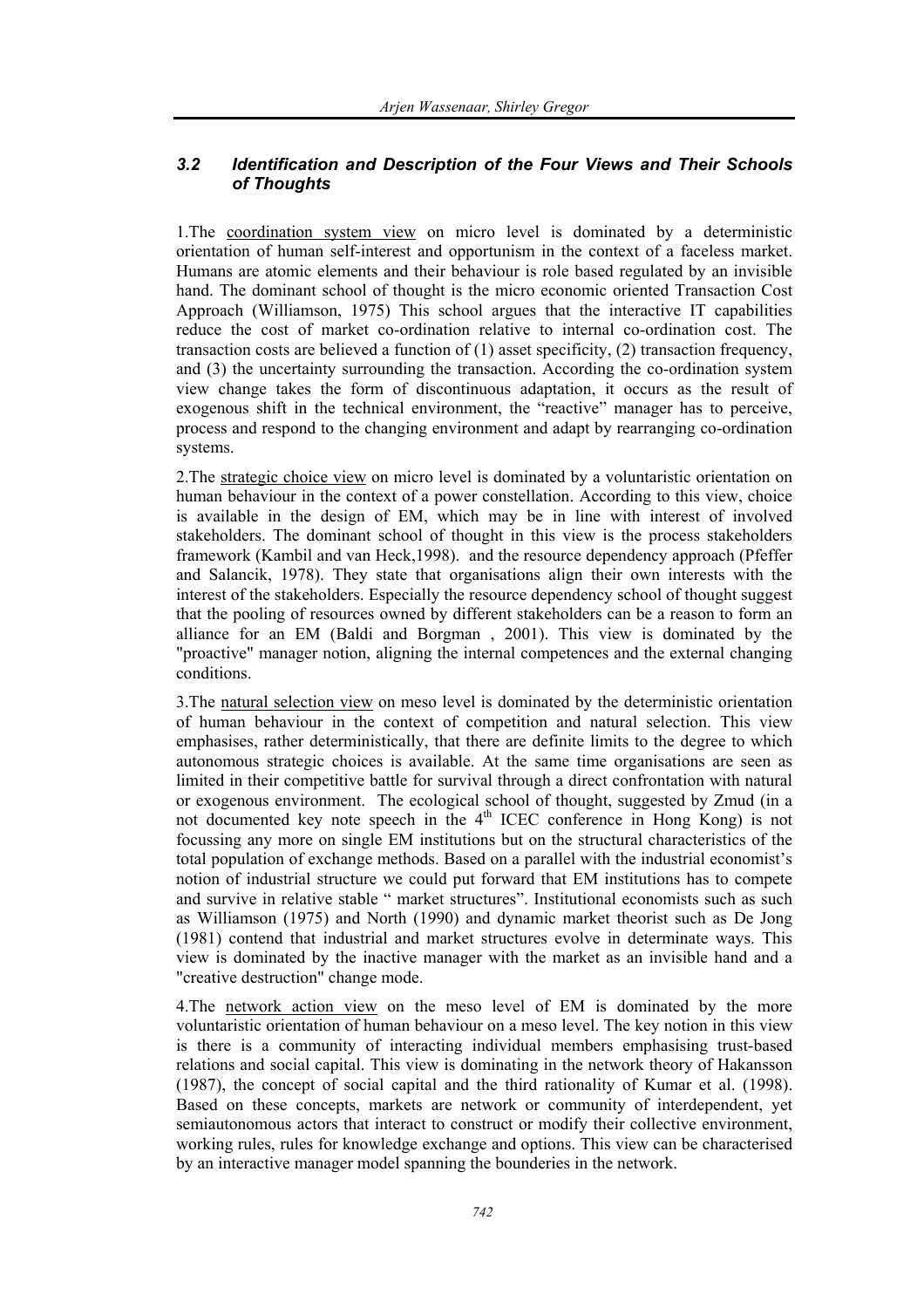### 3.2 Identification and Description of the Four Views and Their Schools of Thoughts

1.The coordination system view on micro level is dominated by a deterministic orientation of human self-interest and opportunism in the context of a faceless market. Humans are atomic elements and their behaviour is role based regulated by an invisible hand. The dominant school of thought is the micro economic oriented Transaction Cost Approach (Williamson, 1975) This school argues that the interactive IT capabilities reduce the cost of market co-ordination relative to internal co-ordination cost. The transaction costs are believed a function of (1) asset specificity, (2) transaction frequency, and (3) the uncertainty surrounding the transaction. According the co-ordination system view change takes the form of discontinuous adaptation, it occurs as the result of exogenous shift in the technical environment, the "reactive" manager has to perceive, process and respond to the changing environment and adapt by rearranging co-ordination systems.

2.The strategic choice view on micro level is dominated by a voluntaristic orientation on human behaviour in the context of a power constellation. According to this view, choice is available in the design of EM, which may be in line with interest of involved stakeholders. The dominant school of thought in this view is the process stakeholders framework (Kambil and van Heck,1998). and the resource dependency approach (Pfeffer and Salancik, 1978). They state that organisations align their own interests with the interest of the stakeholders. Especially the resource dependency school of thought suggest that the pooling of resources owned by different stakeholders can be a reason to form an alliance for an EM (Baldi and Borgman , 2001). This view is dominated by the "proactive" manager notion, aligning the internal competences and the external changing conditions.

3.The natural selection view on meso level is dominated by the deterministic orientation of human behaviour in the context of competition and natural selection. This view emphasises, rather deterministically, that there are definite limits to the degree to which autonomous strategic choices is available. At the same time organisations are seen as limited in their competitive battle for survival through a direct confrontation with natural or exogenous environment. The ecological school of thought, suggested by Zmud (in a not documented key note speech in the 4th ICEC conference in Hong Kong) is not focussing any more on single EM institutions but on the structural characteristics of the total population of exchange methods. Based on a parallel with the industrial economist's notion of industrial structure we could put forward that EM institutions has to compete and survive in relative stable " market structures". Institutional economists such as such as Williamson (1975) and North (1990) and dynamic market theorist such as De Jong (1981) contend that industrial and market structures evolve in determinate ways. This view is dominated by the inactive manager with the market as an invisible hand and a "creative destruction" change mode.

4.The network action view on the meso level of EM is dominated by the more voluntaristic orientation of human behaviour on a meso level. The key notion in this view is there is a community of interacting individual members emphasising trust-based relations and social capital. This view is dominating in the network theory of Hakansson (1987), the concept of social capital and the third rationality of Kumar et al. (1998). Based on these concepts, markets are network or community of interdependent, yet semiautonomous actors that interact to construct or modify their collective environment, working rules, rules for knowledge exchange and options. This view can be characterised by an interactive manager model spanning the bounderies in the network.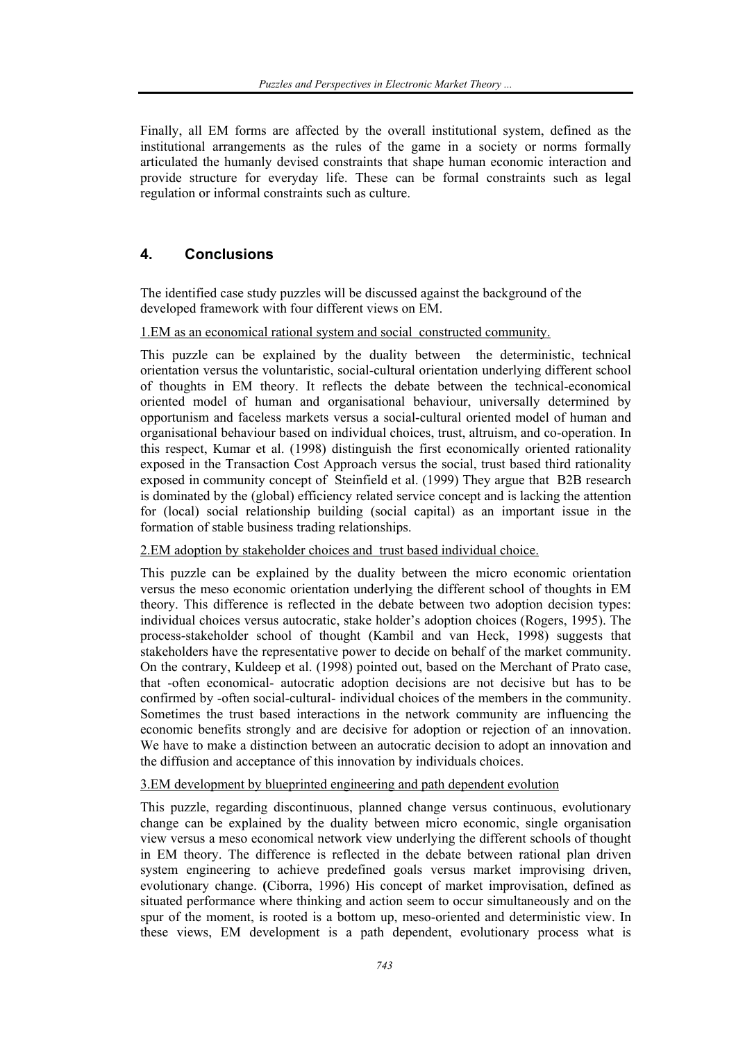Finally, all EM forms are affected by the overall institutional system, defined as the institutional arrangements as the rules of the game in a society or norms formally articulated the humanly devised constraints that shape human economic interaction and provide structure for everyday life. These can be formal constraints such as legal regulation or informal constraints such as culture.

## 4. Conclusions

The identified case study puzzles will be discussed against the background of the developed framework with four different views on EM.

1.EM as an economical rational system and social constructed community.

This puzzle can be explained by the duality between the deterministic, technical orientation versus the voluntaristic, social-cultural orientation underlying different school of thoughts in EM theory. It reflects the debate between the technical-economical oriented model of human and organisational behaviour, universally determined by opportunism and faceless markets versus a social-cultural oriented model of human and organisational behaviour based on individual choices, trust, altruism, and co-operation. In this respect, Kumar et al. (1998) distinguish the first economically oriented rationality exposed in the Transaction Cost Approach versus the social, trust based third rationality exposed in community concept of Steinfield et al. (1999) They argue that B2B research is dominated by the (global) efficiency related service concept and is lacking the attention for (local) social relationship building (social capital) as an important issue in the formation of stable business trading relationships.

2.EM adoption by stakeholder choices and trust based individual choice.

This puzzle can be explained by the duality between the micro economic orientation versus the meso economic orientation underlying the different school of thoughts in EM theory. This difference is reflected in the debate between two adoption decision types: individual choices versus autocratic, stake holder's adoption choices (Rogers, 1995). The process-stakeholder school of thought (Kambil and van Heck, 1998) suggests that stakeholders have the representative power to decide on behalf of the market community. On the contrary, Kuldeep et al. (1998) pointed out, based on the Merchant of Prato case, that -often economical- autocratic adoption decisions are not decisive but has to be confirmed by -often social-cultural- individual choices of the members in the community. Sometimes the trust based interactions in the network community are influencing the economic benefits strongly and are decisive for adoption or rejection of an innovation. We have to make a distinction between an autocratic decision to adopt an innovation and the diffusion and acceptance of this innovation by individuals choices.

3.EM development by blueprinted engineering and path dependent evolution

This puzzle, regarding discontinuous, planned change versus continuous, evolutionary change can be explained by the duality between micro economic, single organisation view versus a meso economical network view underlying the different schools of thought in EM theory. The difference is reflected in the debate between rational plan driven system engineering to achieve predefined goals versus market improvising driven, evolutionary change. **(**Ciborra, 1996) His concept of market improvisation, defined as situated performance where thinking and action seem to occur simultaneously and on the spur of the moment, is rooted is a bottom up, meso-oriented and deterministic view. In these views, EM development is a path dependent, evolutionary process what is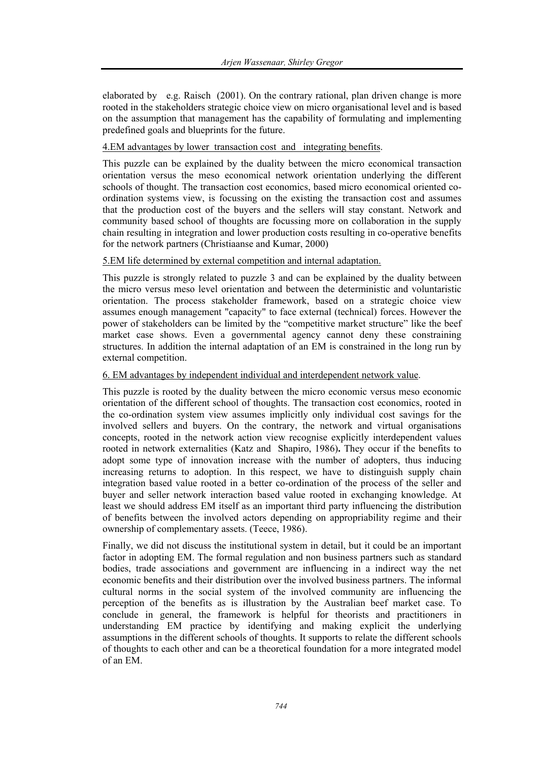elaborated by e.g. Raisch (2001). On the contrary rational, plan driven change is more rooted in the stakeholders strategic choice view on micro organisational level and is based on the assumption that management has the capability of formulating and implementing predefined goals and blueprints for the future.

4.EM advantages by lower transaction cost and integrating benefits.

This puzzle can be explained by the duality between the micro economical transaction orientation versus the meso economical network orientation underlying the different schools of thought. The transaction cost economics, based micro economical oriented co-ordination systems view, is focussing on the existing the transaction cost and assumes that the production cost of the buyers and the sellers will stay constant. Network and community based school of thoughts are focussing more on collaboration in the supply chain resulting in integration and lower production costs resulting in co-operative benefits for the network partners (Christiaanse and Kumar, 2000)

5.EM life determined by external competition and internal adaptation.

This puzzle is strongly related to puzzle 3 and can be explained by the duality between the micro versus meso level orientation and between the deterministic and voluntaristic orientation. The process stakeholder framework, based on a strategic choice view assumes enough management "capacity" to face external (technical) forces. However the power of stakeholders can be limited by the "competitive market structure" like the beef market case shows. Even a governmental agency cannot deny these constraining structures. In addition the internal adaptation of an EM is constrained in the long run by external competition.

6. EM advantages by independent individual and interdependent network value.

This puzzle is rooted by the duality between the micro economic versus meso economic orientation of the different school of thoughts. The transaction cost economics, rooted in the co-ordination system view assumes implicitly only individual cost savings for the involved sellers and buyers. On the contrary, the network and virtual organisations concepts, rooted in the network action view recognise explicitly interdependent values rooted in network externalities (Katz and Shapiro, 1986). They occur if the benefits to adopt some type of innovation increase with the number of adopters, thus inducing increasing returns to adoption. In this respect, we have to distinguish supply chain integration based value rooted in a better co-ordination of the process of the seller and buyer and seller network interaction based value rooted in exchanging knowledge. At least we should address EM itself as an important third party influencing the distribution of benefits between the involved actors depending on appropriability regime and their ownership of complementary assets. (Teece, 1986).

Finally, we did not discuss the institutional system in detail, but it could be an important factor in adopting EM. The formal regulation and non business partners such as standard bodies, trade associations and government are influencing in a indirect way the net economic benefits and their distribution over the involved business partners. The informal cultural norms in the social system of the involved community are influencing the perception of the benefits as is illustration by the Australian beef market case. To conclude in general, the framework is helpful for theorists and practitioners in understanding EM practice by identifying and making explicit the underlying assumptions in the different schools of thoughts. It supports to relate the different schools of thoughts to each other and can be a theoretical foundation for a more integrated model of an EM.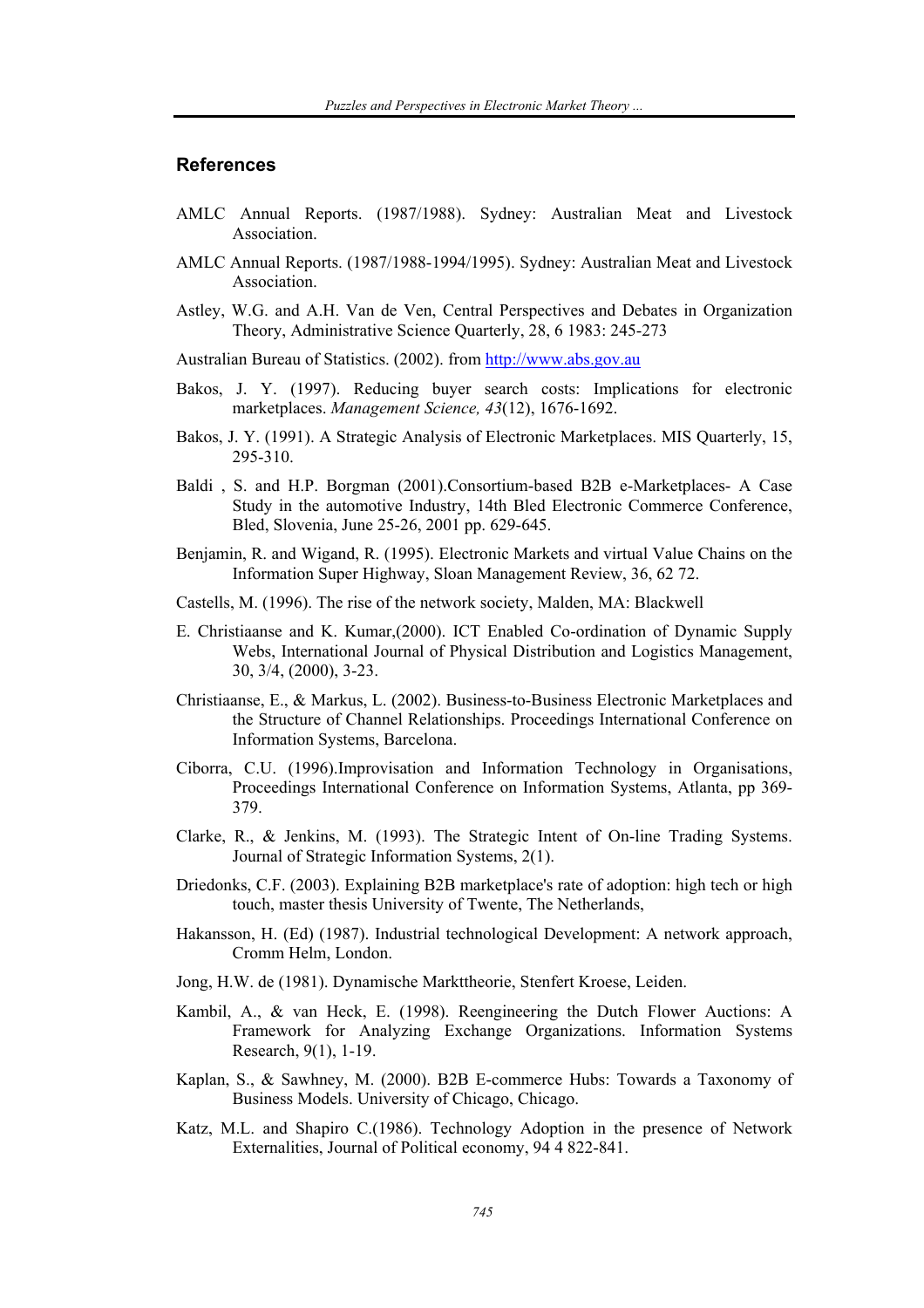## References

AMLC Annual Reports. (1987/1988). Sydney: Australian Meat and Livestock Association.

AMLC Annual Reports. (1987/1988-1994/1995). Sydney: Australian Meat and Livestock Association.

Astley, W.G. and A.H. Van de Ven, Central Perspectives and Debates in Organization Theory, Administrative Science Quarterly, 28, 6 1983: 245-273

Australian Bureau of Statistics. (2002). from http://www.abs.gov.au

Bakos, J. Y. (1997). Reducing buyer search costs: Implications for electronic marketplaces. *Management Science, 43*(12), 1676-1692.

Bakos, J. Y. (1991). A Strategic Analysis of Electronic Marketplaces. MIS Quarterly, 15, 295-310.

Baldi , S. and H.P. Borgman (2001).Consortium-based B2B e-Marketplaces- A Case Study in the automotive Industry, 14th Bled Electronic Commerce Conference, Bled, Slovenia, June 25-26, 2001 pp. 629-645.

Benjamin, R. and Wigand, R. (1995). Electronic Markets and virtual Value Chains on the Information Super Highway, Sloan Management Review, 36, 62 72.

Castells, M. (1996). The rise of the network society, Malden, MA: Blackwell

E. Christiaanse and K. Kumar,(2000). ICT Enabled Co-ordination of Dynamic Supply Webs, International Journal of Physical Distribution and Logistics Management, 30, 3/4, (2000), 3-23.

Christiaanse, E., & Markus, L. (2002). Business-to-Business Electronic Marketplaces and the Structure of Channel Relationships. Proceedings International Conference on Information Systems, Barcelona.

Ciborra, C.U. (1996).Improvisation and Information Technology in Organisations, Proceedings International Conference on Information Systems, Atlanta, pp 369-379.

Clarke, R., & Jenkins, M. (1993). The Strategic Intent of On-line Trading Systems. Journal of Strategic Information Systems, 2(1).

Driedonks, C.F. (2003). Explaining B2B marketplace's rate of adoption: high tech or high touch, master thesis University of Twente, The Netherlands,

Hakansson, H. (Ed) (1987). Industrial technological Development: A network approach, Cromm Helm, London.

Jong, H.W. de (1981). Dynamische Markttheorie, Stenfert Kroese, Leiden.

Kambil, A., & van Heck, E. (1998). Reengineering the Dutch Flower Auctions: A Framework for Analyzing Exchange Organizations. Information Systems Research, 9(1), 1-19.

Kaplan, S., & Sawhney, M. (2000). B2B E-commerce Hubs: Towards a Taxonomy of Business Models. University of Chicago, Chicago.

Katz, M.L. and Shapiro C.(1986). Technology Adoption in the presence of Network Externalities, Journal of Political economy, 94 4 822-841.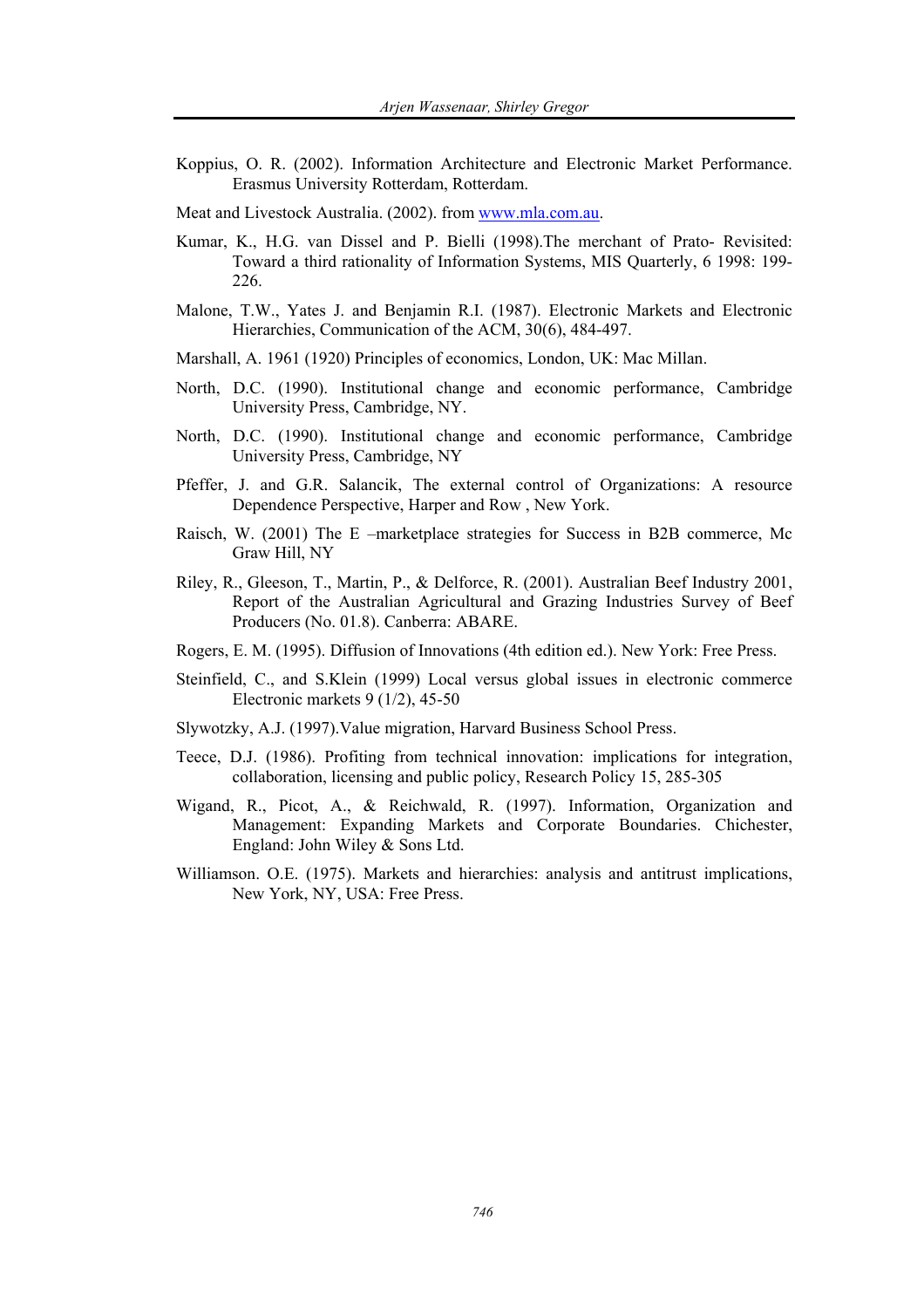Koppius, O. R. (2002). Information Architecture and Electronic Market Performance. Erasmus University Rotterdam, Rotterdam.

Meat and Livestock Australia. (2002). from www.mla.com.au.

Kumar, K., H.G. van Dissel and P. Bielli (1998).The merchant of Prato- Revisited: Toward a third rationality of Information Systems, MIS Quarterly, 6 1998: 199-226.

Malone, T.W., Yates J. and Benjamin R.I. (1987). Electronic Markets and Electronic Hierarchies, Communication of the ACM, 30(6), 484-497.

Marshall, A. 1961 (1920) Principles of economics, London, UK: Mac Millan.

North, D.C. (1990). Institutional change and economic performance, Cambridge University Press, Cambridge, NY.

North, D.C. (1990). Institutional change and economic performance, Cambridge University Press, Cambridge, NY

Pfeffer, J. and G.R. Salancik, The external control of Organizations: A resource Dependence Perspective, Harper and Row , New York.

Raisch, W. (2001) The E –marketplace strategies for Success in B2B commerce, Mc Graw Hill, NY

Riley, R., Gleeson, T., Martin, P., & Delforce, R. (2001). Australian Beef Industry 2001, Report of the Australian Agricultural and Grazing Industries Survey of Beef Producers (No. 01.8). Canberra: ABARE.

Rogers, E. M. (1995). Diffusion of Innovations (4th edition ed.). New York: Free Press.

Steinfield, C., and S.Klein (1999) Local versus global issues in electronic commerce Electronic markets 9 (1/2), 45-50

Slywotzky, A.J. (1997).Value migration, Harvard Business School Press.

Teece, D.J. (1986). Profiting from technical innovation: implications for integration, collaboration, licensing and public policy, Research Policy 15, 285-305

Wigand, R., Picot, A., & Reichwald, R. (1997). Information, Organization and Management: Expanding Markets and Corporate Boundaries. Chichester, England: John Wiley & Sons Ltd.

Williamson. O.E. (1975). Markets and hierarchies: analysis and antitrust implications, New York, NY, USA: Free Press.